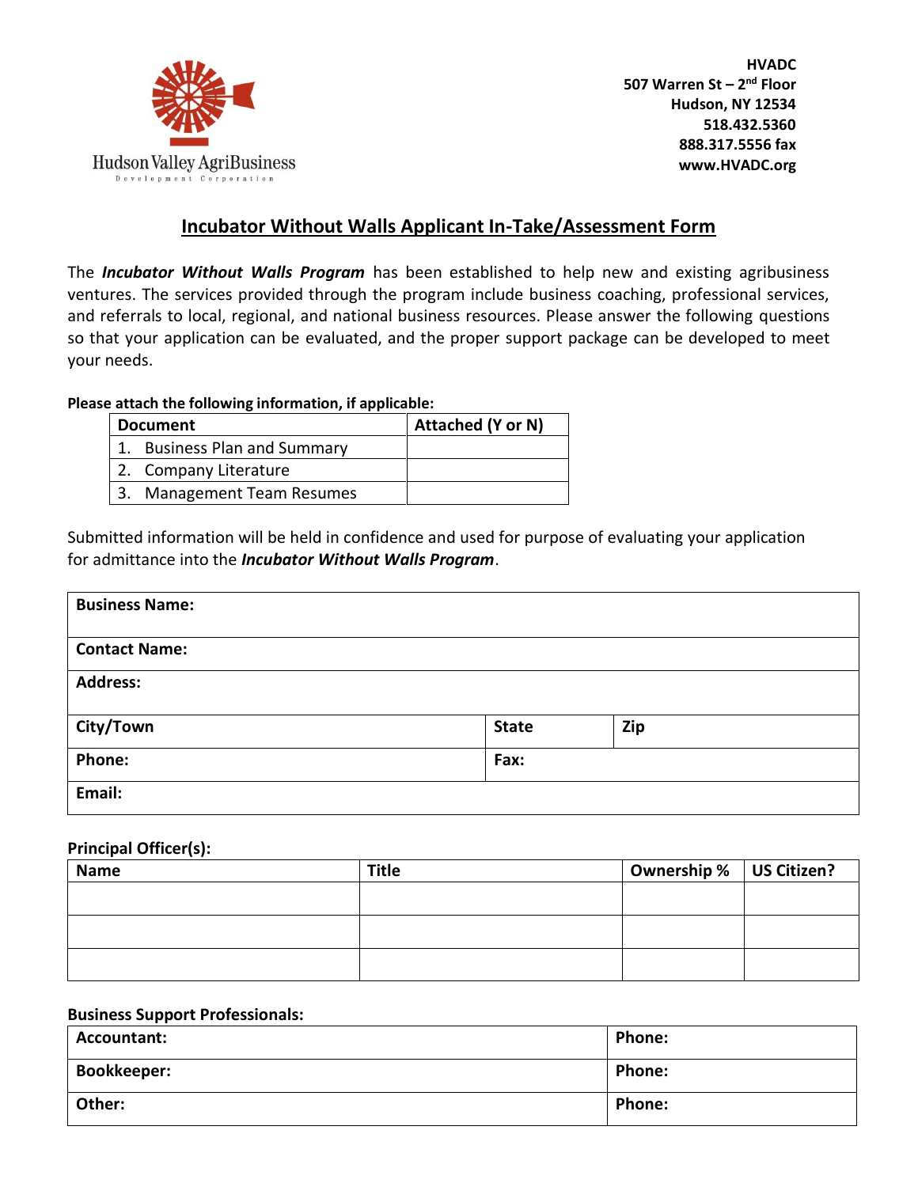Hudson Valley AgriBusiness
Development Corporation

**HVADC**
**507 Warren St – 2nd Floor**
**Hudson, NY 12534**
**518.432.5360**
**888.317.5556 fax**
**www.HVADC.org**

# Incubator Without Walls Applicant In-Take/Assessment Form

The ***Incubator Without Walls Program*** has been established to help new and existing agribusiness ventures. The services provided through the program include business coaching, professional services, and referrals to local, regional, and national business resources. Please answer the following questions so that your application can be evaluated, and the proper support package can be developed to meet your needs.

**Please attach the following information, if applicable:**

| Document | Attached (Y or N) |
|---|---|
| 1. Business Plan and Summary | |
| 2. Company Literature | |
| 3. Management Team Resumes | |

Submitted information will be held in confidence and used for purpose of evaluating your application for admittance into the ***Incubator Without Walls Program***.

| **Business Name:** | | |
|---|---|---|
| **Contact Name:** | | |
| **Address:** | | |
| **City/Town** | **State** | **Zip** |
| **Phone:** | **Fax:** | |
| **Email:** | | |

**Principal Officer(s):**

| Name | Title | Ownership % | US Citizen? |
|---|---|---|---|
| | | | |
| | | | |
| | | | |

**Business Support Professionals:**

| **Accountant:** | **Phone:** |
|---|---|
| **Bookkeeper:** | **Phone:** |
| **Other:** | **Phone:** |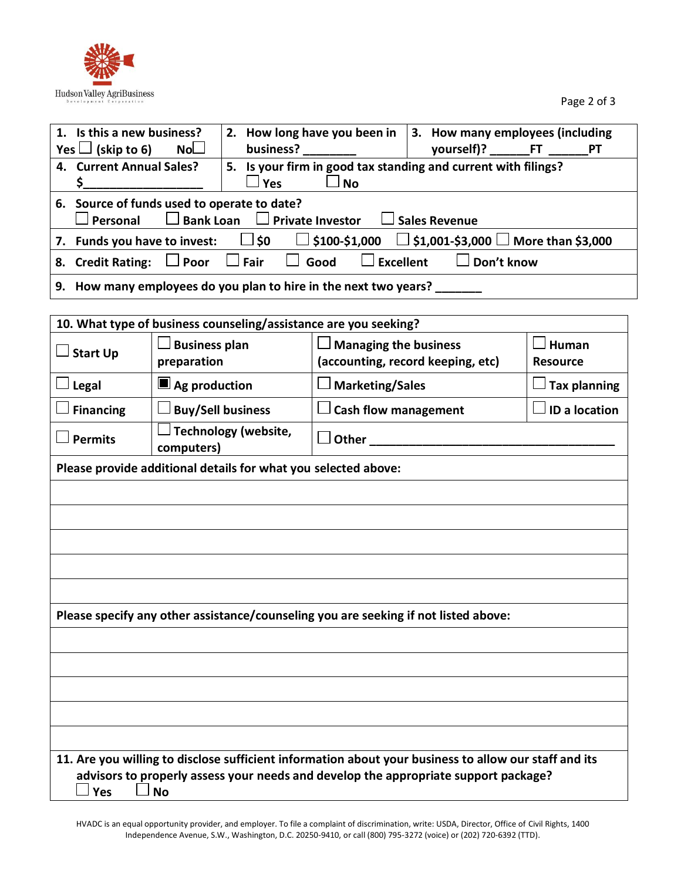Hudson Valley AgriBusiness Development Corporation

| 1. Is this a new business? Yes ☐ (skip to 6) No ☐ | 2. How long have you been in business? ________ | 3. How many employees (including yourself)? ______FT ______PT |
|---|---|---|
| 4. Current Annual Sales? $__________________ | 5. Is your firm in good tax standing and current with filings? ☐ Yes ☐ No | |
| 6. Source of funds used to operate to date? ☐ Personal ☐ Bank Loan ☐ Private Investor ☐ Sales Revenue | | |
| 7. Funds you have to invest: ☐ $0 ☐ $100-$1,000 ☐ $1,001-$3,000 ☐ More than $3,000 | | |
| 8. Credit Rating: ☐ Poor ☐ Fair ☐ Good ☐ Excellent ☐ Don't know | | |
| 9. How many employees do you plan to hire in the next two years? _______ | | |

| 10. What type of business counseling/assistance are you seeking? | | | |
|---|---|---|---|
| ☐ Start Up | ☐ Business plan preparation | ☐ Managing the business (accounting, record keeping, etc) | ☐ Human Resource |
| ☐ Legal | ☒ Ag production | ☐ Marketing/Sales | ☐ Tax planning |
| ☐ Financing | ☐ Buy/Sell business | ☐ Cash flow management | ☐ ID a location |
| ☐ Permits | ☐ Technology (website, computers) | ☐ Other ______________________________________ | |

**Please provide additional details for what you selected above:**

**Please specify any other assistance/counseling you are seeking if not listed above:**

**11. Are you willing to disclose sufficient information about your business to allow our staff and its advisors to properly assess your needs and develop the appropriate support package?**
☐ Yes ☐ No

HVADC is an equal opportunity provider, and employer. To file a complaint of discrimination, write: USDA, Director, Office of Civil Rights, 1400 Independence Avenue, S.W., Washington, D.C. 20250-9410, or call (800) 795-3272 (voice) or (202) 720-6392 (TTD).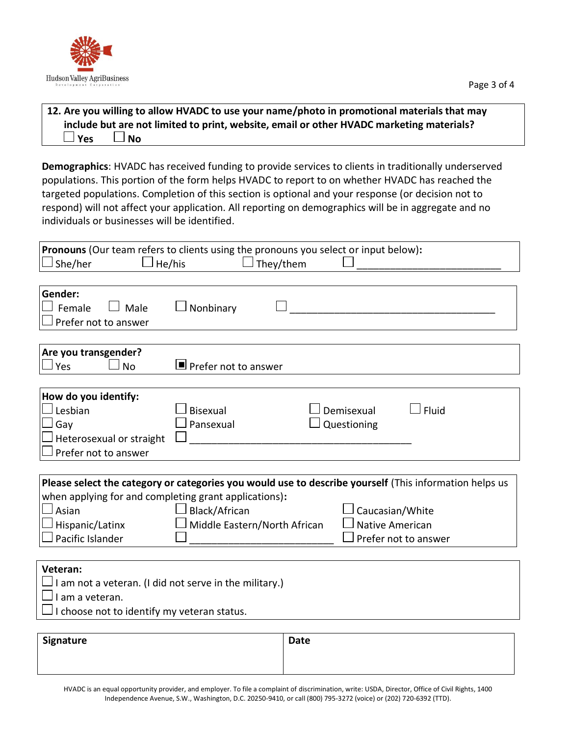**12. Are you willing to allow HVADC to use your name/photo in promotional materials that may include but are not limited to print, website, email or other HVADC marketing materials?**
☐ **Yes** ☐ **No**

**Demographics**: HVADC has received funding to provide services to clients in traditionally underserved populations. This portion of the form helps HVADC to report to on whether HVADC has reached the targeted populations. Completion of this section is optional and your response (or decision not to respond) will not affect your application. All reporting on demographics will be in aggregate and no individuals or businesses will be identified.

**Pronouns** (Our team refers to clients using the pronouns you select or input below)**:**
☐ She/her ☐ He/his ☐ They/them ☐ ___________________________

**Gender:**
☐ Female ☐ Male ☐ Nonbinary ☐ ________________________________________
☐ Prefer not to answer

**Are you transgender?**
☐ Yes ☐ No ■ Prefer not to answer

**How do you identify:**
☐ Lesbian ☐ Bisexual ☐ Demisexual ☐ Fluid
☐ Gay ☐ Pansexual ☐ Questioning
☐ Heterosexual or straight ☐ ___________________________________________
☐ Prefer not to answer

**Please select the category or categories you would use to describe yourself** (This information helps us when applying for and completing grant applications)**:**
☐ Asian ☐ Black/African ☐ Caucasian/White
☐ Hispanic/Latinx ☐ Middle Eastern/North African ☐ Native American
☐ Pacific Islander ☐ ___________________________ ☐ Prefer not to answer

**Veteran:**
☐ I am not a veteran. (I did not serve in the military.)
☐ I am a veteran.
☐ I choose not to identify my veteran status.

| **Signature** | **Date** |
| --- | --- |
| | |

HVADC is an equal opportunity provider, and employer. To file a complaint of discrimination, write: USDA, Director, Office of Civil Rights, 1400 Independence Avenue, S.W., Washington, D.C. 20250-9410, or call (800) 795-3272 (voice) or (202) 720-6392 (TTD).